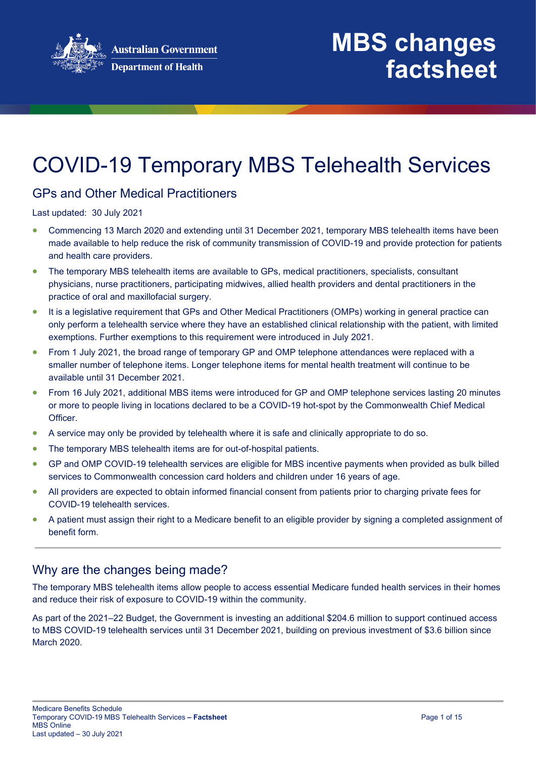Australian Government
Department of Health

# MBS changes factsheet

# COVID-19 Temporary MBS Telehealth Services

## GPs and Other Medical Practitioners

Last updated: 30 July 2021

- Commencing 13 March 2020 and extending until 31 December 2021, temporary MBS telehealth items have been made available to help reduce the risk of community transmission of COVID-19 and provide protection for patients and health care providers.
- The temporary MBS telehealth items are available to GPs, medical practitioners, specialists, consultant physicians, nurse practitioners, participating midwives, allied health providers and dental practitioners in the practice of oral and maxillofacial surgery.
- It is a legislative requirement that GPs and Other Medical Practitioners (OMPs) working in general practice can only perform a telehealth service where they have an established clinical relationship with the patient, with limited exemptions. Further exemptions to this requirement were introduced in July 2021.
- From 1 July 2021, the broad range of temporary GP and OMP telephone attendances were replaced with a smaller number of telephone items. Longer telephone items for mental health treatment will continue to be available until 31 December 2021.
- From 16 July 2021, additional MBS items were introduced for GP and OMP telephone services lasting 20 minutes or more to people living in locations declared to be a COVID-19 hot-spot by the Commonwealth Chief Medical Officer.
- A service may only be provided by telehealth where it is safe and clinically appropriate to do so.
- The temporary MBS telehealth items are for out-of-hospital patients.
- GP and OMP COVID-19 telehealth services are eligible for MBS incentive payments when provided as bulk billed services to Commonwealth concession card holders and children under 16 years of age.
- All providers are expected to obtain informed financial consent from patients prior to charging private fees for COVID-19 telehealth services.
- A patient must assign their right to a Medicare benefit to an eligible provider by signing a completed assignment of benefit form.

## Why are the changes being made?

The temporary MBS telehealth items allow people to access essential Medicare funded health services in their homes and reduce their risk of exposure to COVID-19 within the community.

As part of the 2021–22 Budget, the Government is investing an additional $204.6 million to support continued access to MBS COVID-19 telehealth services until 31 December 2021, building on previous investment of $3.6 billion since March 2020.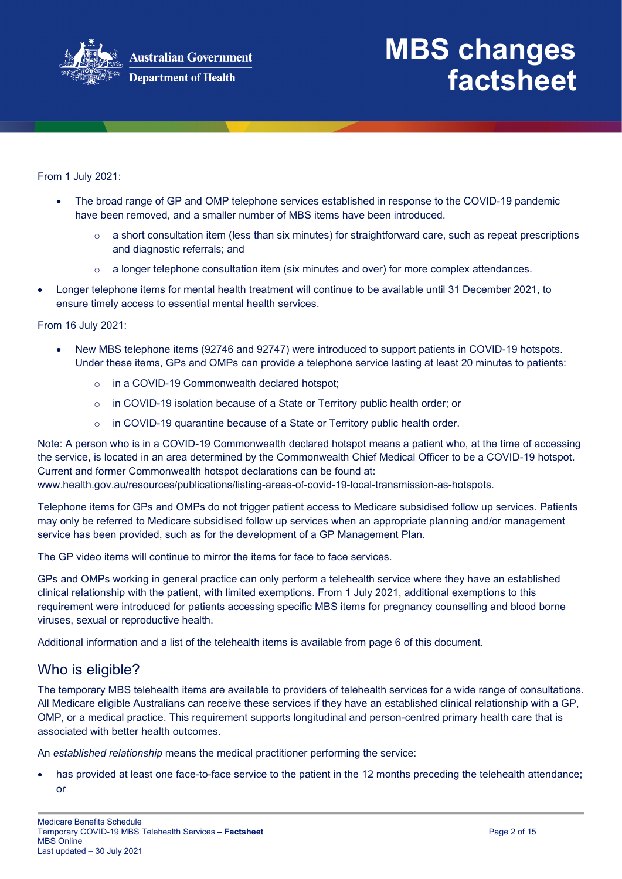From 1 July 2021:

- The broad range of GP and OMP telephone services established in response to the COVID-19 pandemic have been removed, and a smaller number of MBS items have been introduced.
  - a short consultation item (less than six minutes) for straightforward care, such as repeat prescriptions and diagnostic referrals; and
  - a longer telephone consultation item (six minutes and over) for more complex attendances.
- Longer telephone items for mental health treatment will continue to be available until 31 December 2021, to ensure timely access to essential mental health services.

From 16 July 2021:

- New MBS telephone items (92746 and 92747) were introduced to support patients in COVID-19 hotspots. Under these items, GPs and OMPs can provide a telephone service lasting at least 20 minutes to patients:
  - in a COVID-19 Commonwealth declared hotspot;
  - in COVID-19 isolation because of a State or Territory public health order; or
  - in COVID-19 quarantine because of a State or Territory public health order.

Note: A person who is in a COVID-19 Commonwealth declared hotspot means a patient who, at the time of accessing the service, is located in an area determined by the Commonwealth Chief Medical Officer to be a COVID-19 hotspot. Current and former Commonwealth hotspot declarations can be found at: www.health.gov.au/resources/publications/listing-areas-of-covid-19-local-transmission-as-hotspots.

Telephone items for GPs and OMPs do not trigger patient access to Medicare subsidised follow up services. Patients may only be referred to Medicare subsidised follow up services when an appropriate planning and/or management service has been provided, such as for the development of a GP Management Plan.

The GP video items will continue to mirror the items for face to face services.

GPs and OMPs working in general practice can only perform a telehealth service where they have an established clinical relationship with the patient, with limited exemptions. From 1 July 2021, additional exemptions to this requirement were introduced for patients accessing specific MBS items for pregnancy counselling and blood borne viruses, sexual or reproductive health.

Additional information and a list of the telehealth items is available from page 6 of this document.

## Who is eligible?

The temporary MBS telehealth items are available to providers of telehealth services for a wide range of consultations. All Medicare eligible Australians can receive these services if they have an established clinical relationship with a GP, OMP, or a medical practice. This requirement supports longitudinal and person-centred primary health care that is associated with better health outcomes.

An *established relationship* means the medical practitioner performing the service:

- has provided at least one face-to-face service to the patient in the 12 months preceding the telehealth attendance; or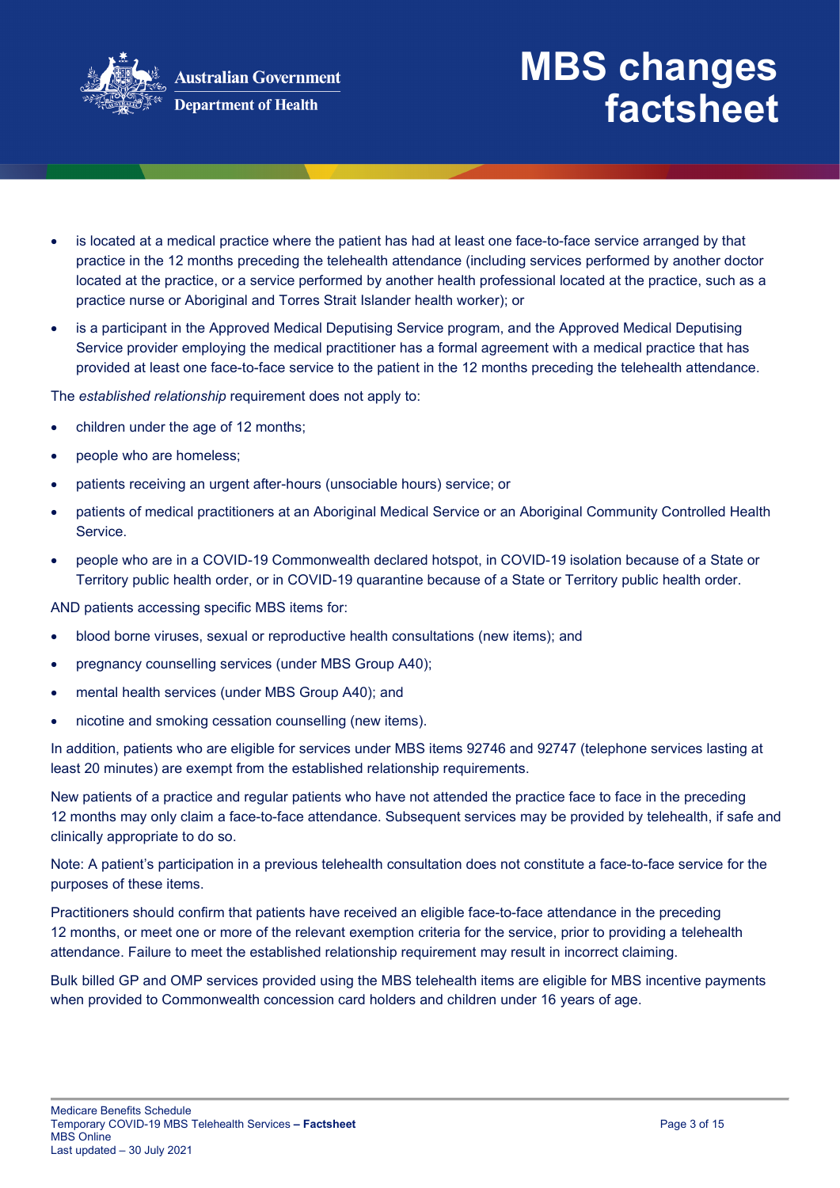- is located at a medical practice where the patient has had at least one face-to-face service arranged by that practice in the 12 months preceding the telehealth attendance (including services performed by another doctor located at the practice, or a service performed by another health professional located at the practice, such as a practice nurse or Aboriginal and Torres Strait Islander health worker); or
- is a participant in the Approved Medical Deputising Service program, and the Approved Medical Deputising Service provider employing the medical practitioner has a formal agreement with a medical practice that has provided at least one face-to-face service to the patient in the 12 months preceding the telehealth attendance.

The *established relationship* requirement does not apply to:

- children under the age of 12 months;
- people who are homeless;
- patients receiving an urgent after-hours (unsociable hours) service; or
- patients of medical practitioners at an Aboriginal Medical Service or an Aboriginal Community Controlled Health Service.
- people who are in a COVID-19 Commonwealth declared hotspot, in COVID-19 isolation because of a State or Territory public health order, or in COVID-19 quarantine because of a State or Territory public health order.

AND patients accessing specific MBS items for:

- blood borne viruses, sexual or reproductive health consultations (new items); and
- pregnancy counselling services (under MBS Group A40);
- mental health services (under MBS Group A40); and
- nicotine and smoking cessation counselling (new items).

In addition, patients who are eligible for services under MBS items 92746 and 92747 (telephone services lasting at least 20 minutes) are exempt from the established relationship requirements.

New patients of a practice and regular patients who have not attended the practice face to face in the preceding 12 months may only claim a face-to-face attendance. Subsequent services may be provided by telehealth, if safe and clinically appropriate to do so.

Note: A patient's participation in a previous telehealth consultation does not constitute a face-to-face service for the purposes of these items.

Practitioners should confirm that patients have received an eligible face-to-face attendance in the preceding 12 months, or meet one or more of the relevant exemption criteria for the service, prior to providing a telehealth attendance. Failure to meet the established relationship requirement may result in incorrect claiming.

Bulk billed GP and OMP services provided using the MBS telehealth items are eligible for MBS incentive payments when provided to Commonwealth concession card holders and children under 16 years of age.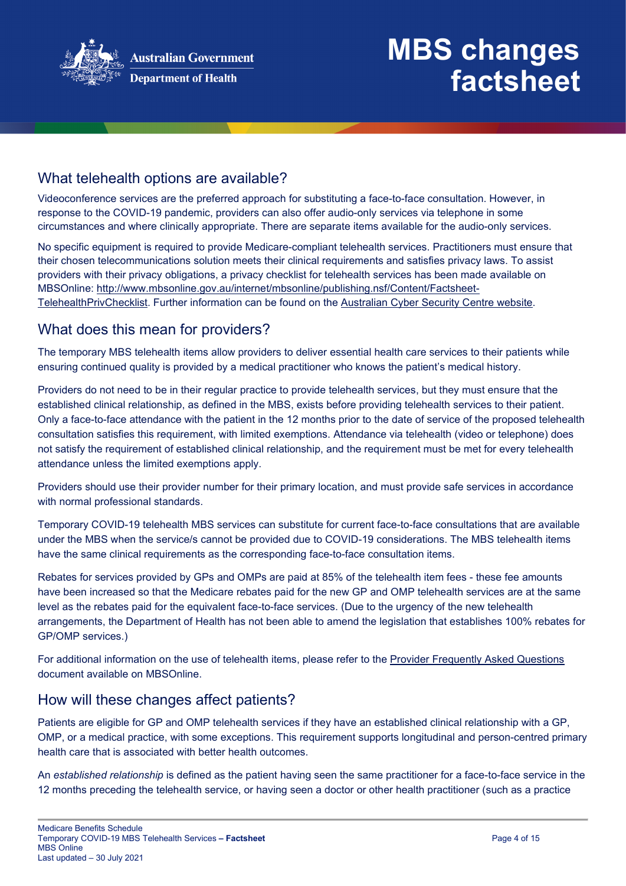## What telehealth options are available?

Videoconference services are the preferred approach for substituting a face-to-face consultation. However, in response to the COVID-19 pandemic, providers can also offer audio-only services via telephone in some circumstances and where clinically appropriate. There are separate items available for the audio-only services.

No specific equipment is required to provide Medicare-compliant telehealth services. Practitioners must ensure that their chosen telecommunications solution meets their clinical requirements and satisfies privacy laws. To assist providers with their privacy obligations, a privacy checklist for telehealth services has been made available on MBSOnline: [http://www.mbsonline.gov.au/internet/mbsonline/publishing.nsf/Content/Factsheet-TelehealthPrivChecklist](http://www.mbsonline.gov.au/internet/mbsonline/publishing.nsf/Content/Factsheet-TelehealthPrivChecklist). Further information can be found on the Australian Cyber Security Centre website.

## What does this mean for providers?

The temporary MBS telehealth items allow providers to deliver essential health care services to their patients while ensuring continued quality is provided by a medical practitioner who knows the patient's medical history.

Providers do not need to be in their regular practice to provide telehealth services, but they must ensure that the established clinical relationship, as defined in the MBS, exists before providing telehealth services to their patient. Only a face-to-face attendance with the patient in the 12 months prior to the date of service of the proposed telehealth consultation satisfies this requirement, with limited exemptions. Attendance via telehealth (video or telephone) does not satisfy the requirement of established clinical relationship, and the requirement must be met for every telehealth attendance unless the limited exemptions apply.

Providers should use their provider number for their primary location, and must provide safe services in accordance with normal professional standards.

Temporary COVID-19 telehealth MBS services can substitute for current face-to-face consultations that are available under the MBS when the service/s cannot be provided due to COVID-19 considerations. The MBS telehealth items have the same clinical requirements as the corresponding face-to-face consultation items.

Rebates for services provided by GPs and OMPs are paid at 85% of the telehealth item fees - these fee amounts have been increased so that the Medicare rebates paid for the new GP and OMP telehealth services are at the same level as the rebates paid for the equivalent face-to-face services. (Due to the urgency of the new telehealth arrangements, the Department of Health has not been able to amend the legislation that establishes 100% rebates for GP/OMP services.)

For additional information on the use of telehealth items, please refer to the Provider Frequently Asked Questions document available on MBSOnline.

## How will these changes affect patients?

Patients are eligible for GP and OMP telehealth services if they have an established clinical relationship with a GP, OMP, or a medical practice, with some exceptions. This requirement supports longitudinal and person-centred primary health care that is associated with better health outcomes.

An *established relationship* is defined as the patient having seen the same practitioner for a face-to-face service in the 12 months preceding the telehealth service, or having seen a doctor or other health practitioner (such as a practice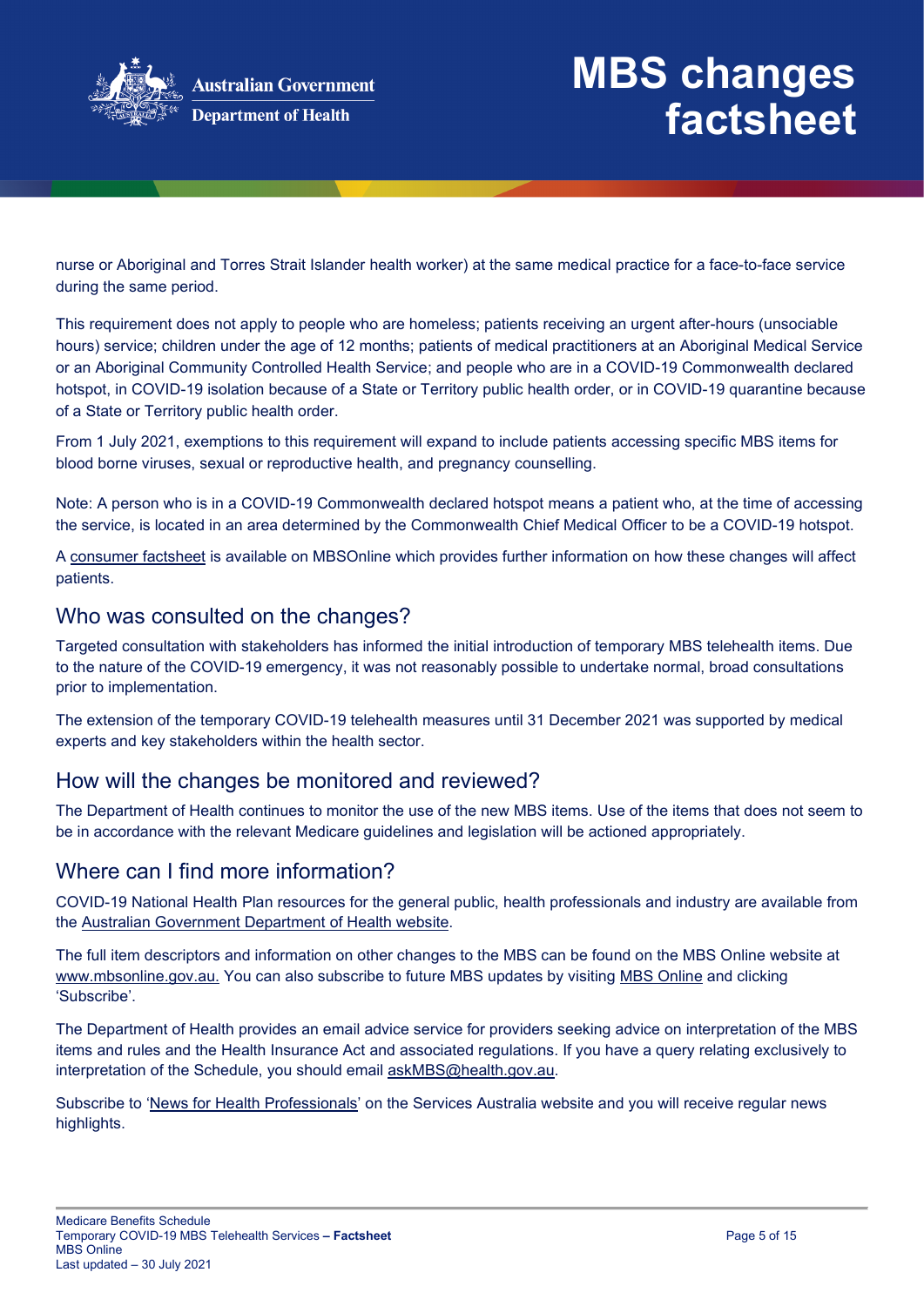nurse or Aboriginal and Torres Strait Islander health worker) at the same medical practice for a face-to-face service during the same period.

This requirement does not apply to people who are homeless; patients receiving an urgent after-hours (unsociable hours) service; children under the age of 12 months; patients of medical practitioners at an Aboriginal Medical Service or an Aboriginal Community Controlled Health Service; and people who are in a COVID-19 Commonwealth declared hotspot, in COVID-19 isolation because of a State or Territory public health order, or in COVID-19 quarantine because of a State or Territory public health order.

From 1 July 2021, exemptions to this requirement will expand to include patients accessing specific MBS items for blood borne viruses, sexual or reproductive health, and pregnancy counselling.

Note: A person who is in a COVID-19 Commonwealth declared hotspot means a patient who, at the time of accessing the service, is located in an area determined by the Commonwealth Chief Medical Officer to be a COVID-19 hotspot.

A consumer factsheet is available on MBSOnline which provides further information on how these changes will affect patients.

## Who was consulted on the changes?

Targeted consultation with stakeholders has informed the initial introduction of temporary MBS telehealth items. Due to the nature of the COVID-19 emergency, it was not reasonably possible to undertake normal, broad consultations prior to implementation.

The extension of the temporary COVID-19 telehealth measures until 31 December 2021 was supported by medical experts and key stakeholders within the health sector.

## How will the changes be monitored and reviewed?

The Department of Health continues to monitor the use of the new MBS items. Use of the items that does not seem to be in accordance with the relevant Medicare guidelines and legislation will be actioned appropriately.

## Where can I find more information?

COVID-19 National Health Plan resources for the general public, health professionals and industry are available from the Australian Government Department of Health website.

The full item descriptors and information on other changes to the MBS can be found on the MBS Online website at www.mbsonline.gov.au. You can also subscribe to future MBS updates by visiting MBS Online and clicking 'Subscribe'.

The Department of Health provides an email advice service for providers seeking advice on interpretation of the MBS items and rules and the Health Insurance Act and associated regulations. If you have a query relating exclusively to interpretation of the Schedule, you should email askMBS@health.gov.au.

Subscribe to 'News for Health Professionals' on the Services Australia website and you will receive regular news highlights.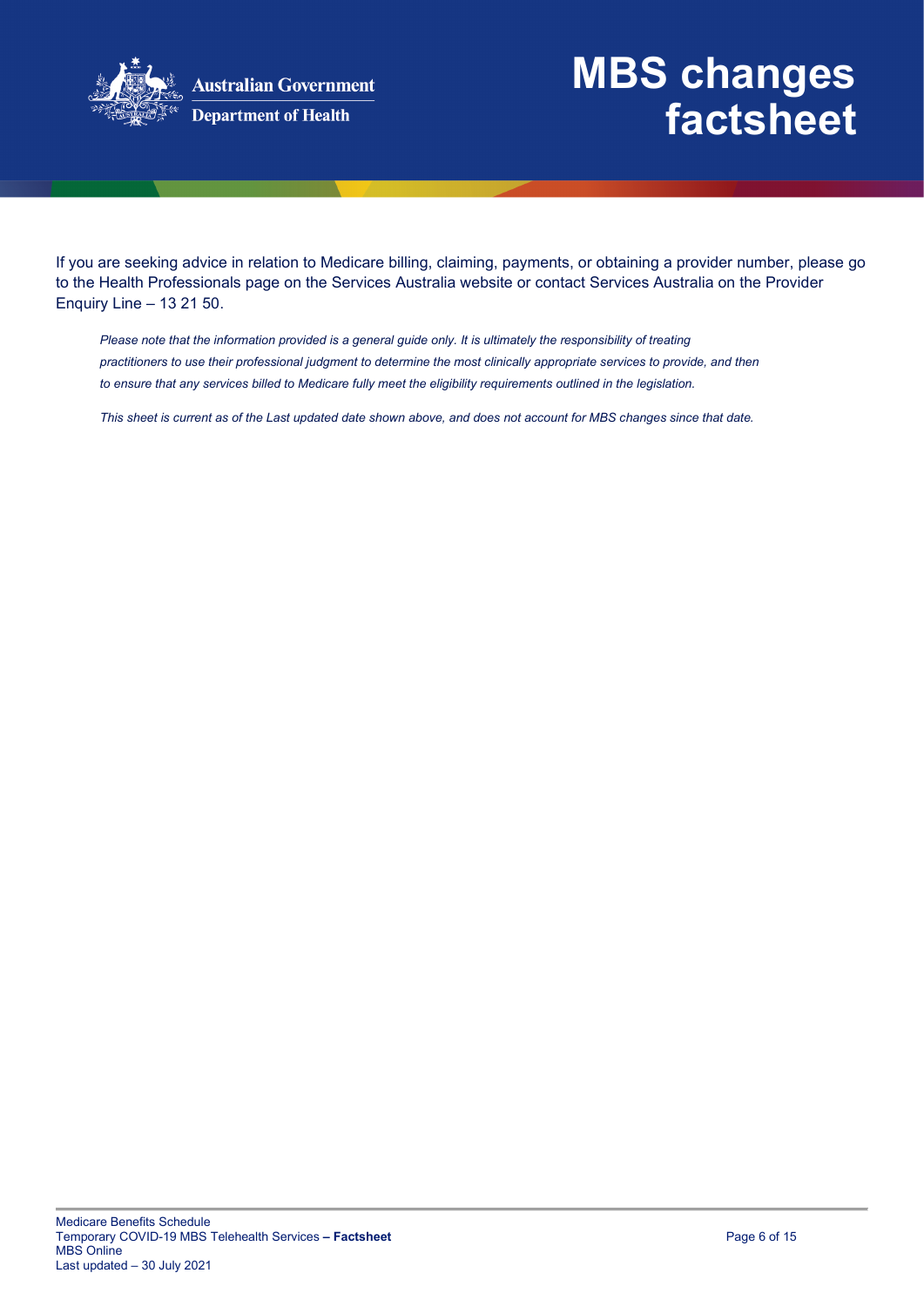If you are seeking advice in relation to Medicare billing, claiming, payments, or obtaining a provider number, please go to the Health Professionals page on the Services Australia website or contact Services Australia on the Provider Enquiry Line – 13 21 50.

*Please note that the information provided is a general guide only. It is ultimately the responsibility of treating practitioners to use their professional judgment to determine the most clinically appropriate services to provide, and then to ensure that any services billed to Medicare fully meet the eligibility requirements outlined in the legislation.*

*This sheet is current as of the Last updated date shown above, and does not account for MBS changes since that date.*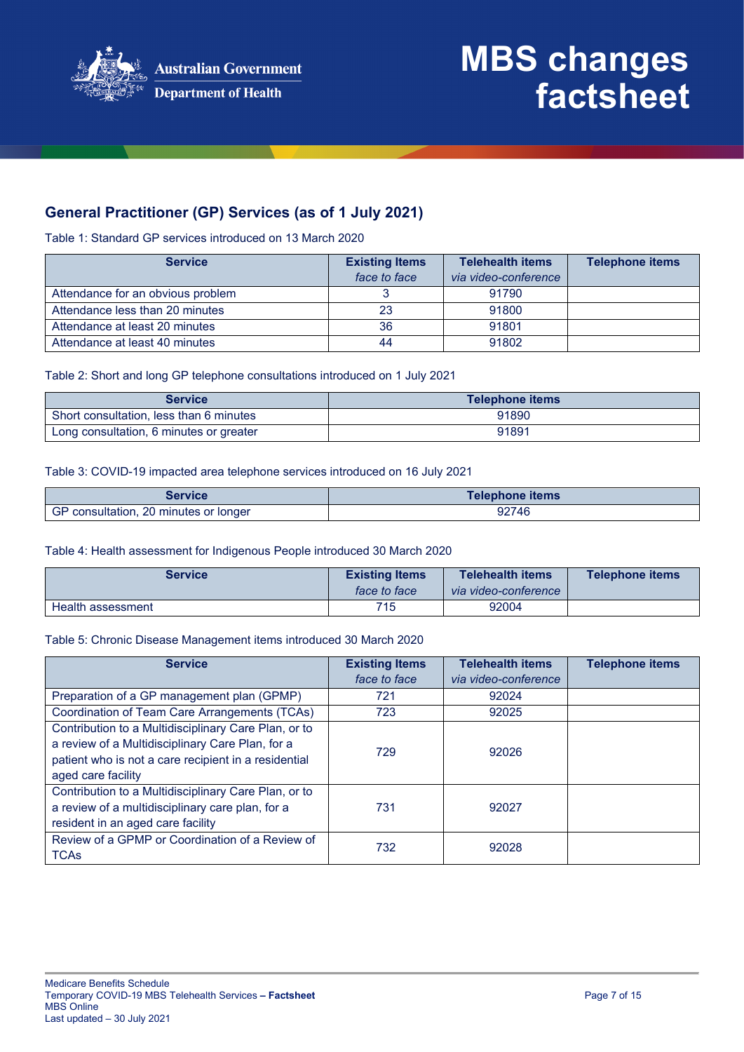## General Practitioner (GP) Services (as of 1 July 2021)

Table 1: Standard GP services introduced on 13 March 2020

| Service | Existing Items *face to face* | Telehealth items *via video-conference* | Telephone items |
|---|---|---|---|
| Attendance for an obvious problem | 3 | 91790 | |
| Attendance less than 20 minutes | 23 | 91800 | |
| Attendance at least 20 minutes | 36 | 91801 | |
| Attendance at least 40 minutes | 44 | 91802 | |

Table 2: Short and long GP telephone consultations introduced on 1 July 2021

| Service | Telephone items |
|---|---|
| Short consultation, less than 6 minutes | 91890 |
| Long consultation, 6 minutes or greater | 91891 |

Table 3: COVID-19 impacted area telephone services introduced on 16 July 2021

| Service | Telephone items |
|---|---|
| GP consultation, 20 minutes or longer | 92746 |

Table 4: Health assessment for Indigenous People introduced 30 March 2020

| Service | Existing Items *face to face* | Telehealth items *via video-conference* | Telephone items |
|---|---|---|---|
| Health assessment | 715 | 92004 | |

Table 5: Chronic Disease Management items introduced 30 March 2020

| Service | Existing Items *face to face* | Telehealth items *via video-conference* | Telephone items |
|---|---|---|---|
| Preparation of a GP management plan (GPMP) | 721 | 92024 | |
| Coordination of Team Care Arrangements (TCAs) | 723 | 92025 | |
| Contribution to a Multidisciplinary Care Plan, or to a review of a Multidisciplinary Care Plan, for a patient who is not a care recipient in a residential aged care facility | 729 | 92026 | |
| Contribution to a Multidisciplinary Care Plan, or to a review of a multidisciplinary care plan, for a resident in an aged care facility | 731 | 92027 | |
| Review of a GPMP or Coordination of a Review of TCAs | 732 | 92028 | |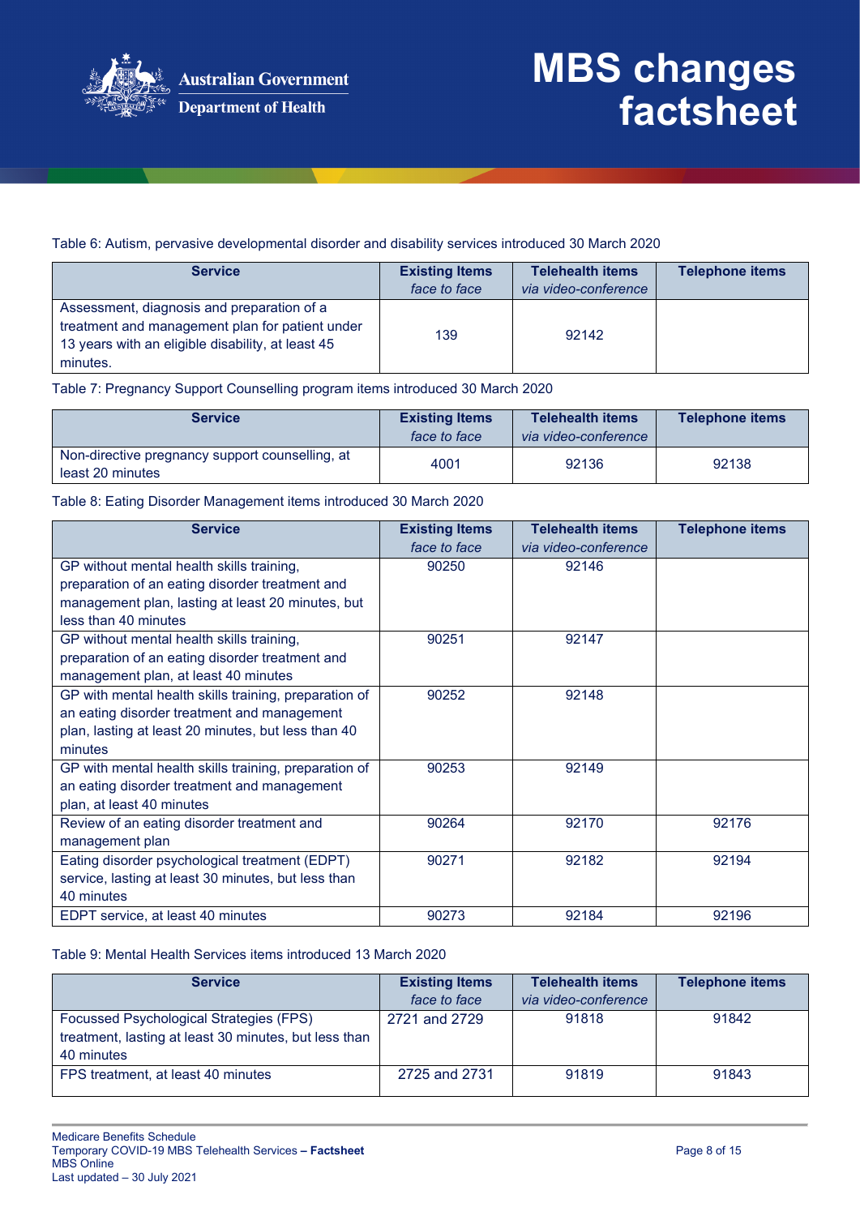Table 6: Autism, pervasive developmental disorder and disability services introduced 30 March 2020

| Service | Existing Items *face to face* | Telehealth items *via video-conference* | Telephone items |
|---|---|---|---|
| Assessment, diagnosis and preparation of a treatment and management plan for patient under 13 years with an eligible disability, at least 45 minutes. | 139 | 92142 | |

Table 7: Pregnancy Support Counselling program items introduced 30 March 2020

| Service | Existing Items *face to face* | Telehealth items *via video-conference* | Telephone items |
|---|---|---|---|
| Non-directive pregnancy support counselling, at least 20 minutes | 4001 | 92136 | 92138 |

Table 8: Eating Disorder Management items introduced 30 March 2020

| Service | Existing Items *face to face* | Telehealth items *via video-conference* | Telephone items |
|---|---|---|---|
| GP without mental health skills training, preparation of an eating disorder treatment and management plan, lasting at least 20 minutes, but less than 40 minutes | 90250 | 92146 | |
| GP without mental health skills training, preparation of an eating disorder treatment and management plan, at least 40 minutes | 90251 | 92147 | |
| GP with mental health skills training, preparation of an eating disorder treatment and management plan, lasting at least 20 minutes, but less than 40 minutes | 90252 | 92148 | |
| GP with mental health skills training, preparation of an eating disorder treatment and management plan, at least 40 minutes | 90253 | 92149 | |
| Review of an eating disorder treatment and management plan | 90264 | 92170 | 92176 |
| Eating disorder psychological treatment (EDPT) service, lasting at least 30 minutes, but less than 40 minutes | 90271 | 92182 | 92194 |
| EDPT service, at least 40 minutes | 90273 | 92184 | 92196 |

Table 9: Mental Health Services items introduced 13 March 2020

| Service | Existing Items *face to face* | Telehealth items *via video-conference* | Telephone items |
|---|---|---|---|
| Focussed Psychological Strategies (FPS) treatment, lasting at least 30 minutes, but less than 40 minutes | 2721 and 2729 | 91818 | 91842 |
| FPS treatment, at least 40 minutes | 2725 and 2731 | 91819 | 91843 |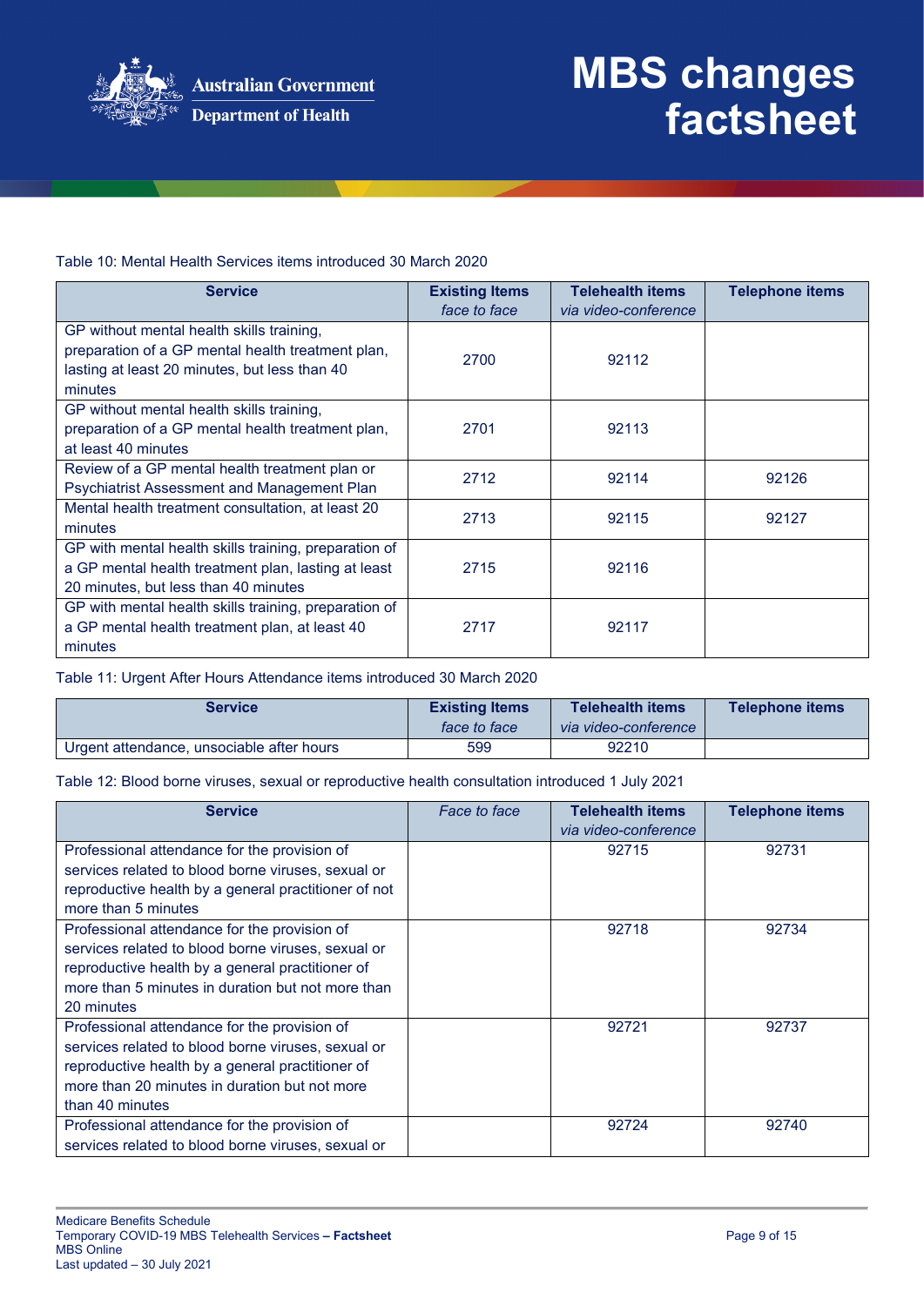Table 10: Mental Health Services items introduced 30 March 2020

| Service | Existing Items *face to face* | Telehealth items *via video-conference* | Telephone items |
|---|---|---|---|
| GP without mental health skills training, preparation of a GP mental health treatment plan, lasting at least 20 minutes, but less than 40 minutes | 2700 | 92112 | |
| GP without mental health skills training, preparation of a GP mental health treatment plan, at least 40 minutes | 2701 | 92113 | |
| Review of a GP mental health treatment plan or Psychiatrist Assessment and Management Plan | 2712 | 92114 | 92126 |
| Mental health treatment consultation, at least 20 minutes | 2713 | 92115 | 92127 |
| GP with mental health skills training, preparation of a GP mental health treatment plan, lasting at least 20 minutes, but less than 40 minutes | 2715 | 92116 | |
| GP with mental health skills training, preparation of a GP mental health treatment plan, at least 40 minutes | 2717 | 92117 | |

Table 11: Urgent After Hours Attendance items introduced 30 March 2020

| Service | Existing Items *face to face* | Telehealth items *via video-conference* | Telephone items |
|---|---|---|---|
| Urgent attendance, unsociable after hours | 599 | 92210 | |

Table 12: Blood borne viruses, sexual or reproductive health consultation introduced 1 July 2021

| Service | *Face to face* | Telehealth items *via video-conference* | Telephone items |
|---|---|---|---|
| Professional attendance for the provision of services related to blood borne viruses, sexual or reproductive health by a general practitioner of not more than 5 minutes | | 92715 | 92731 |
| Professional attendance for the provision of services related to blood borne viruses, sexual or reproductive health by a general practitioner of more than 5 minutes in duration but not more than 20 minutes | | 92718 | 92734 |
| Professional attendance for the provision of services related to blood borne viruses, sexual or reproductive health by a general practitioner of more than 20 minutes in duration but not more than 40 minutes | | 92721 | 92737 |
| Professional attendance for the provision of services related to blood borne viruses, sexual or | | 92724 | 92740 |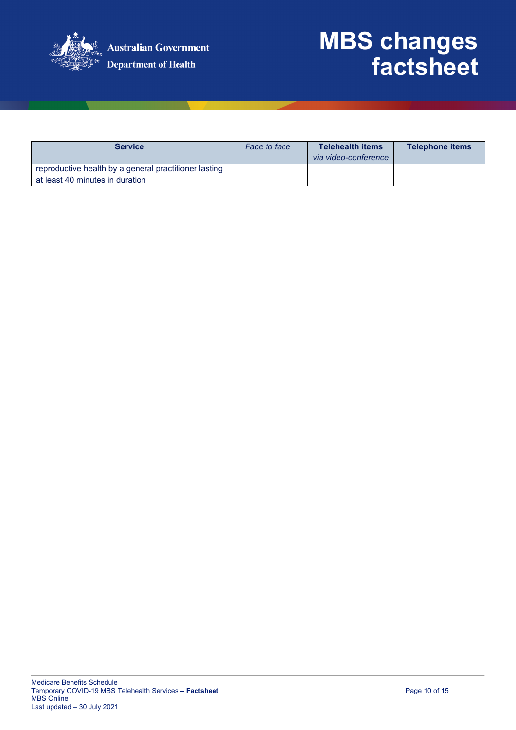| **Service** | *Face to face* | **Telehealth items** *via video-conference* | **Telephone items** |
|---|---|---|---|
| reproductive health by a general practitioner lasting at least 40 minutes in duration | | | |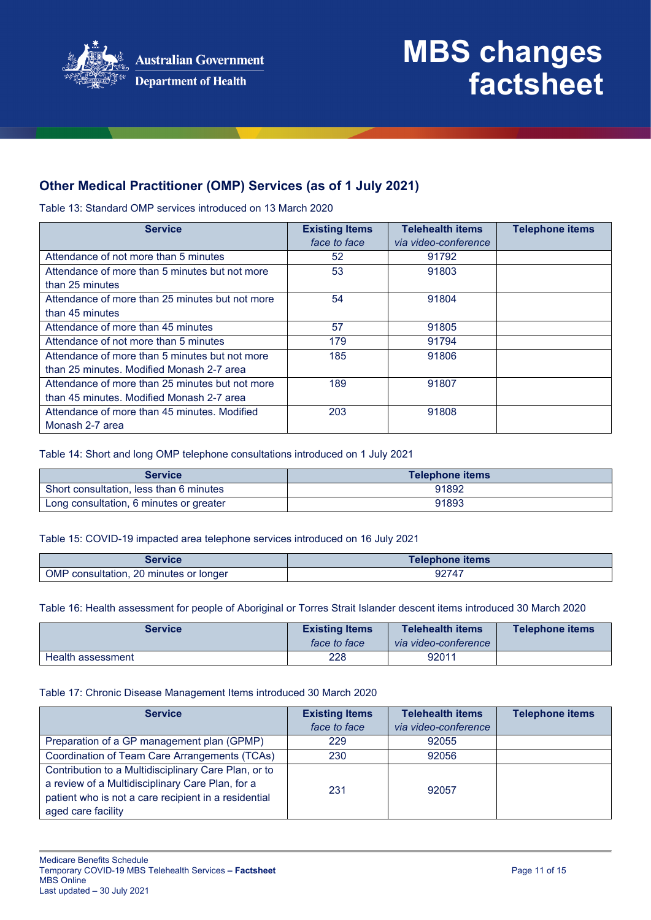## Other Medical Practitioner (OMP) Services (as of 1 July 2021)

Table 13: Standard OMP services introduced on 13 March 2020

| Service | Existing Items *face to face* | Telehealth items *via video-conference* | Telephone items |
|---|---|---|---|
| Attendance of not more than 5 minutes | 52 | 91792 | |
| Attendance of more than 5 minutes but not more than 25 minutes | 53 | 91803 | |
| Attendance of more than 25 minutes but not more than 45 minutes | 54 | 91804 | |
| Attendance of more than 45 minutes | 57 | 91805 | |
| Attendance of not more than 5 minutes | 179 | 91794 | |
| Attendance of more than 5 minutes but not more than 25 minutes. Modified Monash 2-7 area | 185 | 91806 | |
| Attendance of more than 25 minutes but not more than 45 minutes. Modified Monash 2-7 area | 189 | 91807 | |
| Attendance of more than 45 minutes. Modified Monash 2-7 area | 203 | 91808 | |

Table 14: Short and long OMP telephone consultations introduced on 1 July 2021

| Service | Telephone items |
|---|---|
| Short consultation, less than 6 minutes | 91892 |
| Long consultation, 6 minutes or greater | 91893 |

Table 15: COVID-19 impacted area telephone services introduced on 16 July 2021

| Service | Telephone items |
|---|---|
| OMP consultation, 20 minutes or longer | 92747 |

Table 16: Health assessment for people of Aboriginal or Torres Strait Islander descent items introduced 30 March 2020

| Service | Existing Items *face to face* | Telehealth items *via video-conference* | Telephone items |
|---|---|---|---|
| Health assessment | 228 | 92011 | |

Table 17: Chronic Disease Management Items introduced 30 March 2020

| Service | Existing Items *face to face* | Telehealth items *via video-conference* | Telephone items |
|---|---|---|---|
| Preparation of a GP management plan (GPMP) | 229 | 92055 | |
| Coordination of Team Care Arrangements (TCAs) | 230 | 92056 | |
| Contribution to a Multidisciplinary Care Plan, or to a review of a Multidisciplinary Care Plan, for a patient who is not a care recipient in a residential aged care facility | 231 | 92057 | |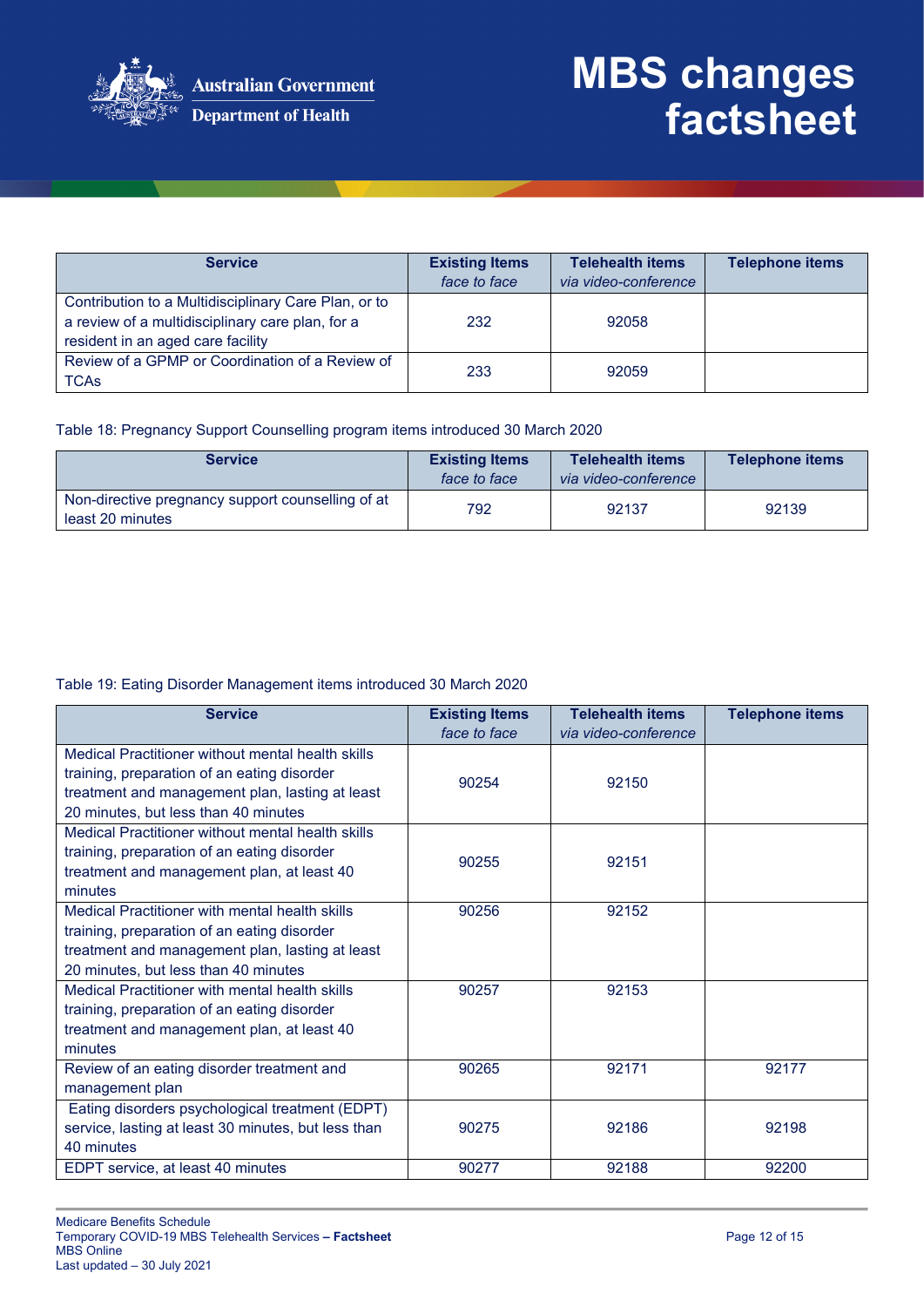| Service | Existing Items *face to face* | Telehealth items *via video-conference* | Telephone items |
|---|---|---|---|
| Contribution to a Multidisciplinary Care Plan, or to a review of a multidisciplinary care plan, for a resident in an aged care facility | 232 | 92058 | |
| Review of a GPMP or Coordination of a Review of TCAs | 233 | 92059 | |

Table 18: Pregnancy Support Counselling program items introduced 30 March 2020

| Service | Existing Items *face to face* | Telehealth items *via video-conference* | Telephone items |
|---|---|---|---|
| Non-directive pregnancy support counselling of at least 20 minutes | 792 | 92137 | 92139 |

Table 19: Eating Disorder Management items introduced 30 March 2020

| Service | Existing Items *face to face* | Telehealth items *via video-conference* | Telephone items |
|---|---|---|---|
| Medical Practitioner without mental health skills training, preparation of an eating disorder treatment and management plan, lasting at least 20 minutes, but less than 40 minutes | 90254 | 92150 | |
| Medical Practitioner without mental health skills training, preparation of an eating disorder treatment and management plan, at least 40 minutes | 90255 | 92151 | |
| Medical Practitioner with mental health skills training, preparation of an eating disorder treatment and management plan, lasting at least 20 minutes, but less than 40 minutes | 90256 | 92152 | |
| Medical Practitioner with mental health skills training, preparation of an eating disorder treatment and management plan, at least 40 minutes | 90257 | 92153 | |
| Review of an eating disorder treatment and management plan | 90265 | 92171 | 92177 |
| Eating disorders psychological treatment (EDPT) service, lasting at least 30 minutes, but less than 40 minutes | 90275 | 92186 | 92198 |
| EDPT service, at least 40 minutes | 90277 | 92188 | 92200 |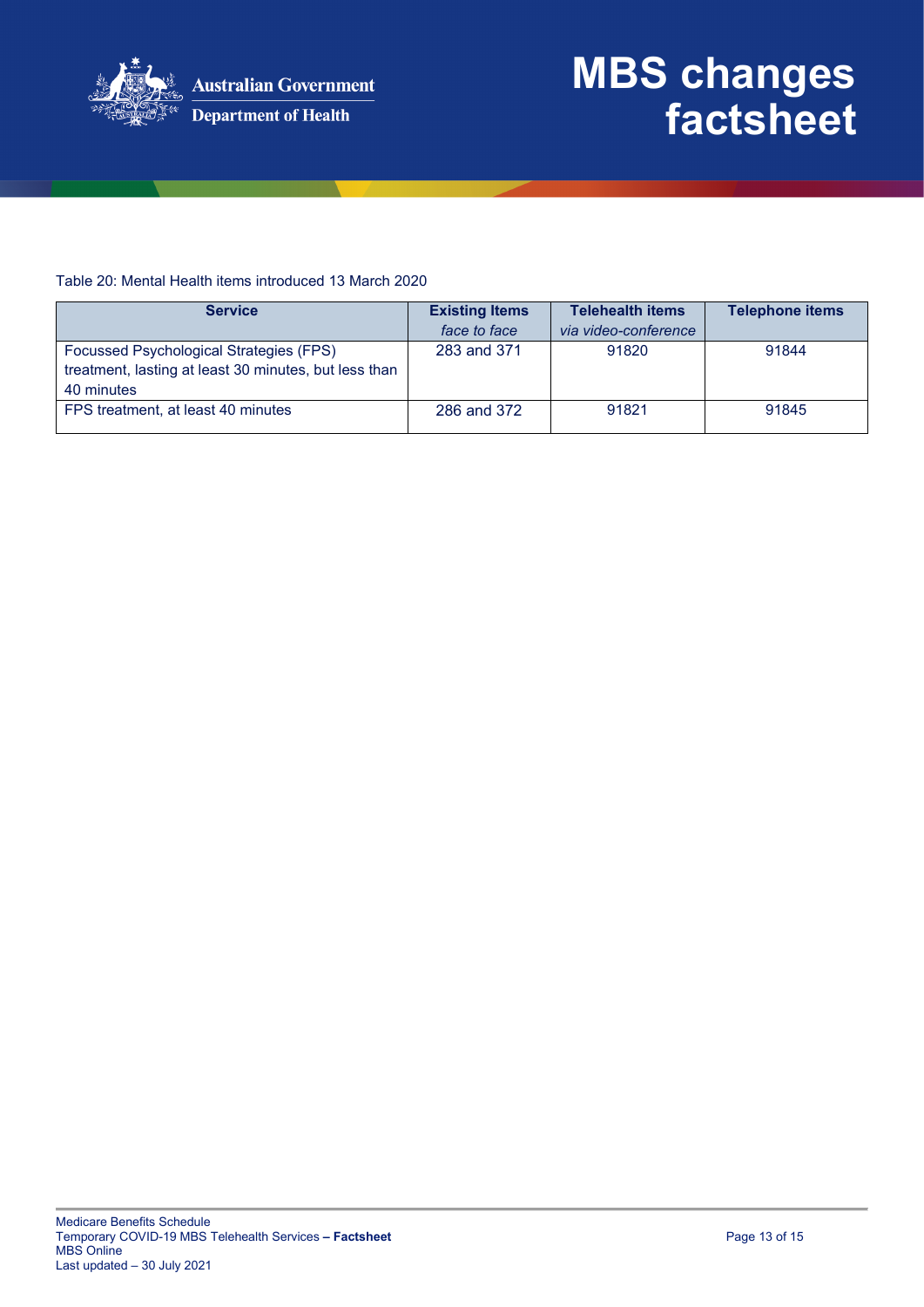Table 20: Mental Health items introduced 13 March 2020

| Service | Existing Items *face to face* | Telehealth items *via video-conference* | Telephone items |
|---|---|---|---|
| Focussed Psychological Strategies (FPS) treatment, lasting at least 30 minutes, but less than 40 minutes | 283 and 371 | 91820 | 91844 |
| FPS treatment, at least 40 minutes | 286 and 372 | 91821 | 91845 |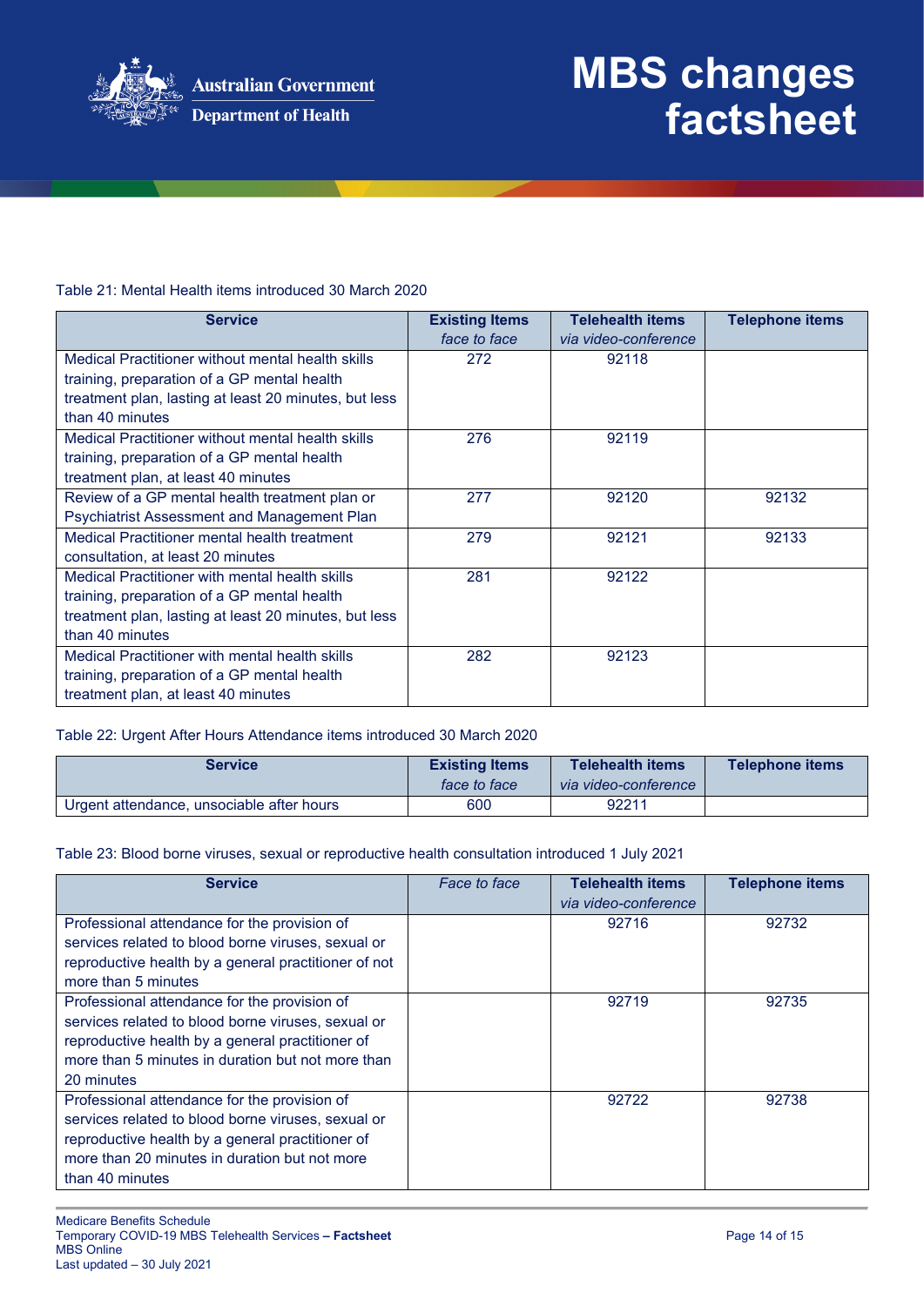Table 21: Mental Health items introduced 30 March 2020

| Service | Existing Items *face to face* | Telehealth items *via video-conference* | Telephone items |
|---|---|---|---|
| Medical Practitioner without mental health skills training, preparation of a GP mental health treatment plan, lasting at least 20 minutes, but less than 40 minutes | 272 | 92118 | |
| Medical Practitioner without mental health skills training, preparation of a GP mental health treatment plan, at least 40 minutes | 276 | 92119 | |
| Review of a GP mental health treatment plan or Psychiatrist Assessment and Management Plan | 277 | 92120 | 92132 |
| Medical Practitioner mental health treatment consultation, at least 20 minutes | 279 | 92121 | 92133 |
| Medical Practitioner with mental health skills training, preparation of a GP mental health treatment plan, lasting at least 20 minutes, but less than 40 minutes | 281 | 92122 | |
| Medical Practitioner with mental health skills training, preparation of a GP mental health treatment plan, at least 40 minutes | 282 | 92123 | |

Table 22: Urgent After Hours Attendance items introduced 30 March 2020

| Service | Existing Items *face to face* | Telehealth items *via video-conference* | Telephone items |
|---|---|---|---|
| Urgent attendance, unsociable after hours | 600 | 92211 | |

Table 23: Blood borne viruses, sexual or reproductive health consultation introduced 1 July 2021

| Service | *Face to face* | Telehealth items *via video-conference* | Telephone items |
|---|---|---|---|
| Professional attendance for the provision of services related to blood borne viruses, sexual or reproductive health by a general practitioner of not more than 5 minutes | | 92716 | 92732 |
| Professional attendance for the provision of services related to blood borne viruses, sexual or reproductive health by a general practitioner of more than 5 minutes in duration but not more than 20 minutes | | 92719 | 92735 |
| Professional attendance for the provision of services related to blood borne viruses, sexual or reproductive health by a general practitioner of more than 20 minutes in duration but not more than 40 minutes | | 92722 | 92738 |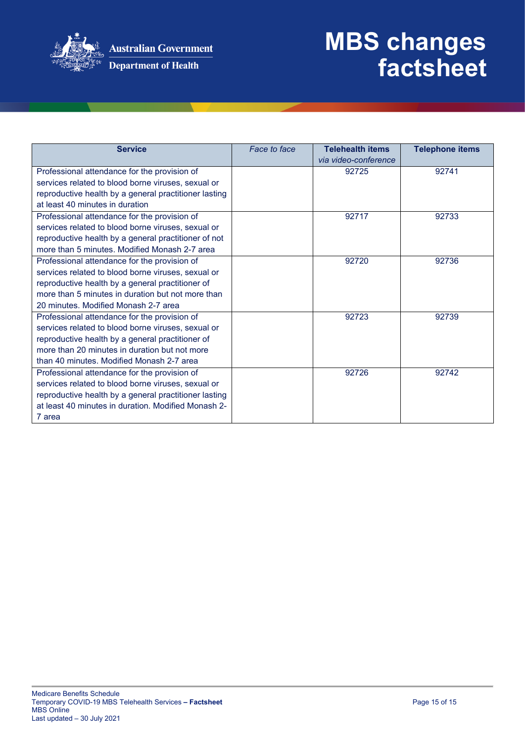| Service | *Face to face* | **Telehealth items** *via video-conference* | **Telephone items** |
|---|---|---|---|
| Professional attendance for the provision of services related to blood borne viruses, sexual or reproductive health by a general practitioner lasting at least 40 minutes in duration | | 92725 | 92741 |
| Professional attendance for the provision of services related to blood borne viruses, sexual or reproductive health by a general practitioner of not more than 5 minutes. Modified Monash 2-7 area | | 92717 | 92733 |
| Professional attendance for the provision of services related to blood borne viruses, sexual or reproductive health by a general practitioner of more than 5 minutes in duration but not more than 20 minutes. Modified Monash 2-7 area | | 92720 | 92736 |
| Professional attendance for the provision of services related to blood borne viruses, sexual or reproductive health by a general practitioner of more than 20 minutes in duration but not more than 40 minutes. Modified Monash 2-7 area | | 92723 | 92739 |
| Professional attendance for the provision of services related to blood borne viruses, sexual or reproductive health by a general practitioner lasting at least 40 minutes in duration. Modified Monash 2-7 area | | 92726 | 92742 |